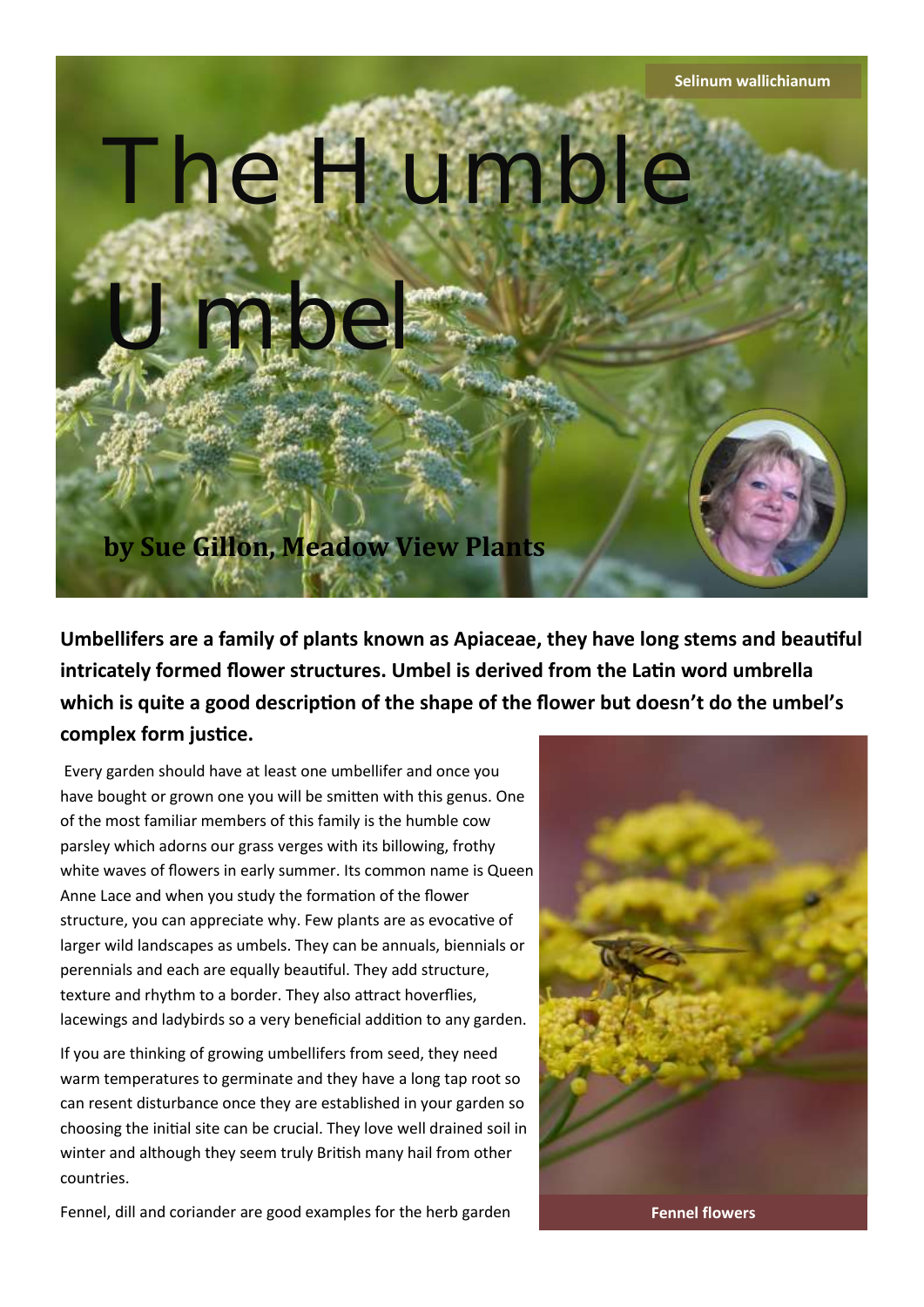Selinum wallichianum

# The Humble Umbel

**by Sue Gillon, Meadow View Plants**

**Umbellifers are a family of plants known as Apiaceae, they have long stems and beautiful intricately formed flower structures. Umbel is derived from the Latin word umbrella which is quite a good description of the shape of the flower but doesn't do the umbel's complex form justice.**

Every garden should have at least one umbellifer and once you have bought or grown one you will be smitten with this genus. One of the most familiar members of this family is the humble cow parsley which adorns our grass verges with its billowing, frothy white waves of flowers in early summer. Its common name is Queen Anne Lace and when you study the formation of the flower structure, you can appreciate why. Few plants are as evocative of larger wild landscapes as umbels. They can be annuals, biennials or perennials and each are equally beautiful. They add structure, texture and rhythm to a border. They also attract hoverflies, lacewings and ladybirds so a very beneficial addition to any garden.

If you are thinking of growing umbellifers from seed, they need warm temperatures to germinate and they have a long tap root so can resent disturbance once they are established in your garden so choosing the initial site can be crucial. They love well drained soil in winter and although they seem truly British many hail from other countries.

Fennel, dill and coriander are good examples for the herb garden

Fennel flowers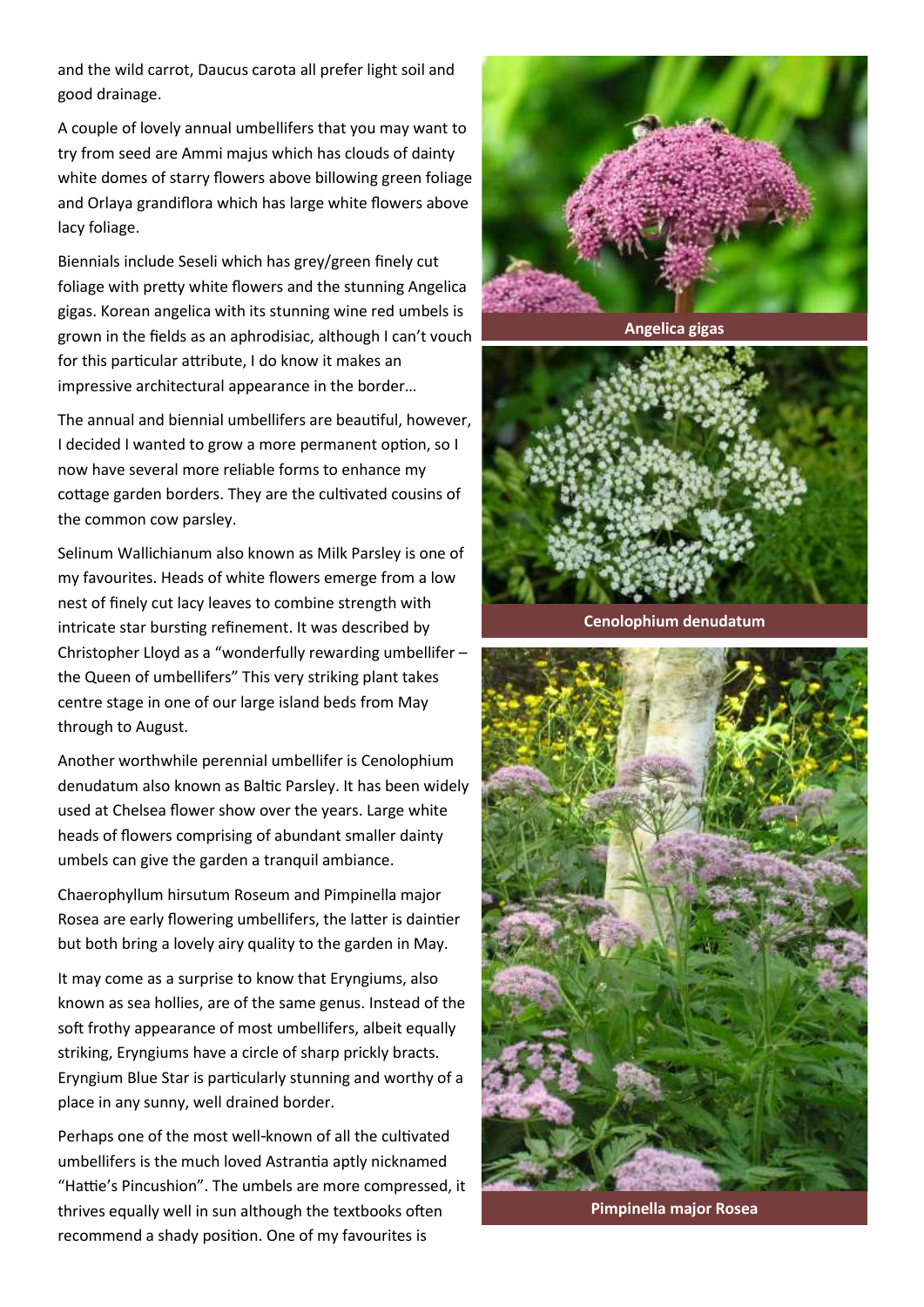and the wild carrot, Daucus carota all prefer light soil and good drainage.

A couple of lovely annual umbellifers that you may want to try from seed are Ammi majus which has clouds of dainty white domes of starry flowers above billowing green foliage and Orlaya grandiflora which has large white flowers above lacy foliage.

Biennials include Seseli which has grey/green finely cut foliage with pretty white flowers and the stunning Angelica gigas. Korean angelica with its stunning wine red umbels is grown in the fields as an aphrodisiac, although I can't vouch for this particular attribute, I do know it makes an impressive architectural appearance in the border…

The annual and biennial umbellifers are beautiful, however, I decided I wanted to grow a more permanent option, so I now have several more reliable forms to enhance my cottage garden borders. They are the cultivated cousins of the common cow parsley.

Selinum Wallichianum also known as Milk Parsley is one of my favourites. Heads of white flowers emerge from a low nest of finely cut lacy leaves to combine strength with intricate star bursting refinement. It was described by Christopher Lloyd as a "wonderfully rewarding umbellifer – the Queen of umbellifers" This very striking plant takes centre stage in one of our large island beds from May through to August.

Another worthwhile perennial umbellifer is Cenolophium denudatum also known as Baltic Parsley. It has been widely used at Chelsea flower show over the years. Large white heads of flowers comprising of abundant smaller dainty umbels can give the garden a tranquil ambiance.

Chaerophyllum hirsutum Roseum and Pimpinella major Rosea are early flowering umbellifers, the latter is daintier but both bring a lovely airy quality to the garden in May.

It may come as a surprise to know that Eryngiums, also known as sea hollies, are of the same genus. Instead of the soft frothy appearance of most umbellifers, albeit equally striking, Eryngiums have a circle of sharp prickly bracts. Eryngium Blue Star is particularly stunning and worthy of a place in any sunny, well drained border.

Perhaps one of the most well-known of all the cultivated umbellifers is the much loved Astrantia aptly nicknamed "Hattie's Pincushion". The umbels are more compressed, it thrives equally well in sun although the textbooks often recommend a shady position. One of my favourites is

**Angelica gigas**

**Cenolophium denudatum**

**Pimpinella major Rosea**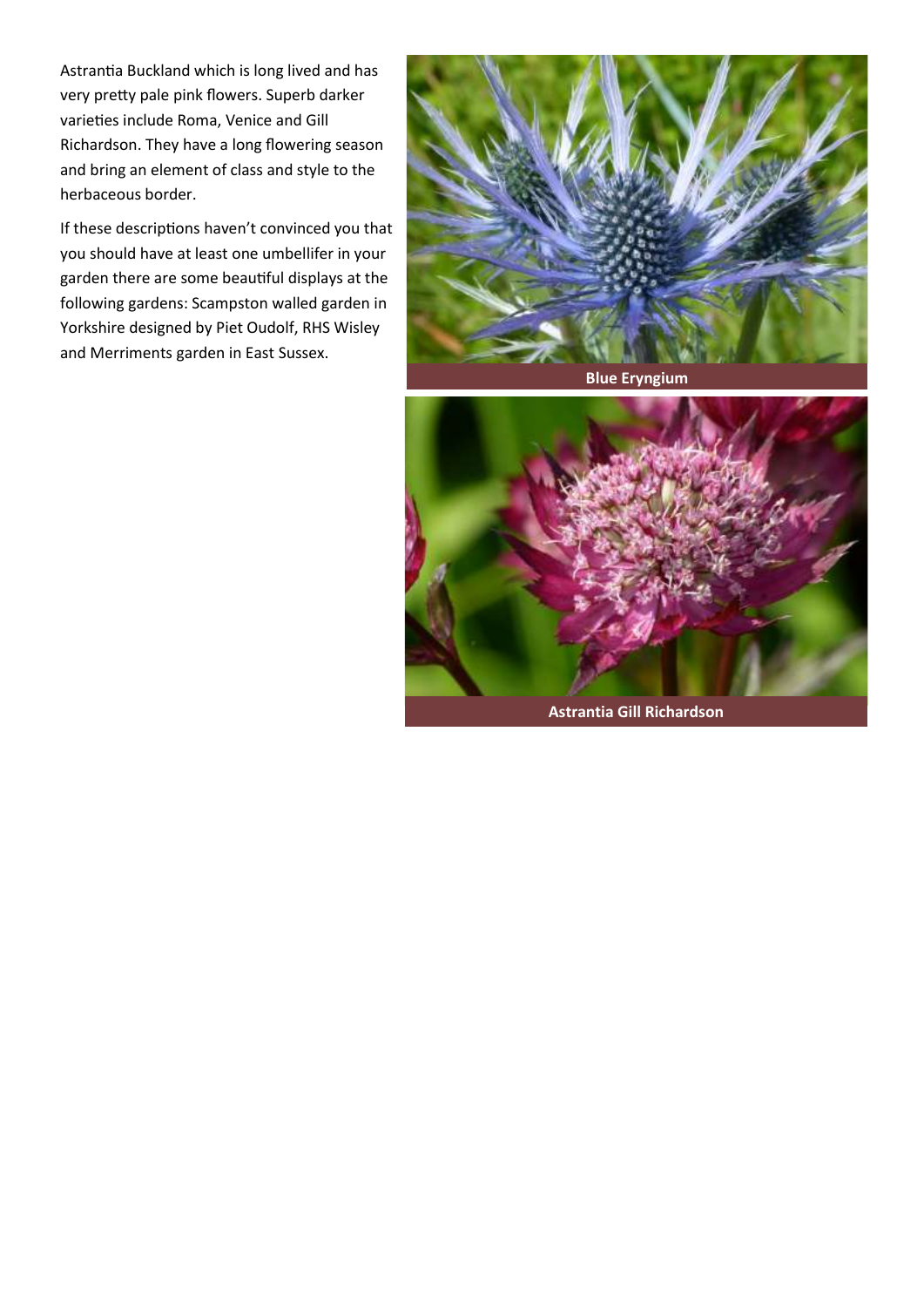Astrantia Buckland which is long lived and has very pretty pale pink flowers. Superb darker varieties include Roma, Venice and Gill Richardson. They have a long flowering season and bring an element of class and style to the herbaceous border.

If these descriptions haven't convinced you that you should have at least one umbellifer in your garden there are some beautiful displays at the following gardens: Scampston walled garden in Yorkshire designed by Piet Oudolf, RHS Wisley and Merriments garden in East Sussex.

**Blue Eryngium**

**Astrantia Gill Richardson**